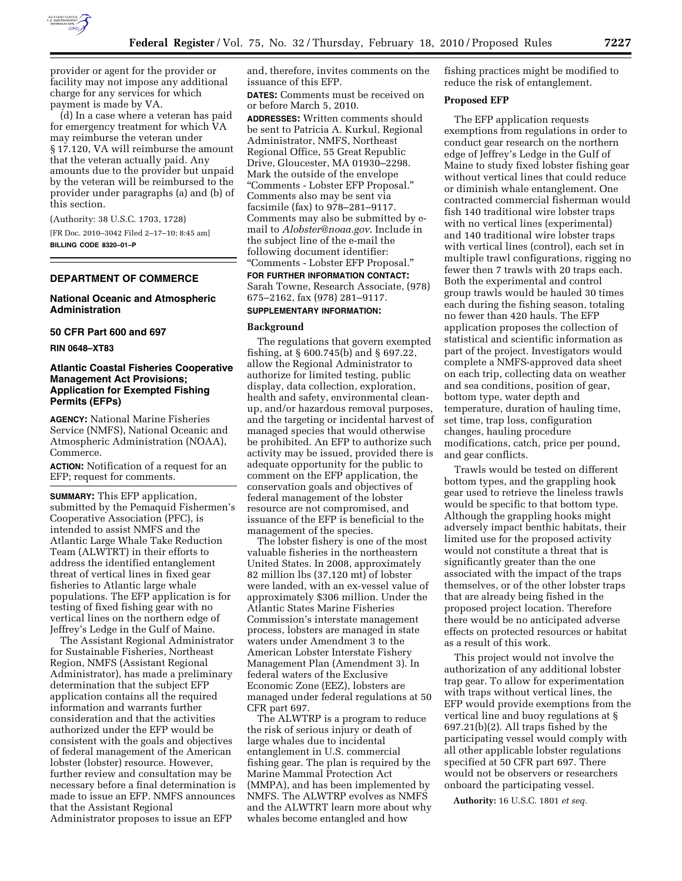provider or agent for the provider or facility may not impose any additional charge for any services for which payment is made by VA.

(d) In a case where a veteran has paid for emergency treatment for which VA may reimburse the veteran under § 17.120, VA will reimburse the amount that the veteran actually paid. Any amounts due to the provider but unpaid by the veteran will be reimbursed to the provider under paragraphs (a) and (b) of this section.

(Authority: 38 U.S.C. 1703, 1728)

[FR Doc. 2010–3042 Filed 2–17–10; 8:45 am]

**BILLING CODE 8320–01–P**

---

## DEPARTMENT OF COMMERCE

### National Oceanic and Atmospheric Administration

### 50 CFR Part 600 and 697

**RIN 0648–XT83**

### Atlantic Coastal Fisheries Cooperative Management Act Provisions; Application for Exempted Fishing Permits (EFPs)

**AGENCY:** National Marine Fisheries Service (NMFS), National Oceanic and Atmospheric Administration (NOAA), Commerce.

**ACTION:** Notification of a request for an EFP; request for comments.

**SUMMARY:** This EFP application, submitted by the Pemaquid Fishermen's Cooperative Association (PFC), is intended to assist NMFS and the Atlantic Large Whale Take Reduction Team (ALWTRT) in their efforts to address the identified entanglement threat of vertical lines in fixed gear fisheries to Atlantic large whale populations. The EFP application is for testing of fixed fishing gear with no vertical lines on the northern edge of Jeffrey's Ledge in the Gulf of Maine.

The Assistant Regional Administrator for Sustainable Fisheries, Northeast Region, NMFS (Assistant Regional Administrator), has made a preliminary determination that the subject EFP application contains all the required information and warrants further consideration and that the activities authorized under the EFP would be consistent with the goals and objectives of federal management of the American lobster (lobster) resource. However, further review and consultation may be necessary before a final determination is made to issue an EFP. NMFS announces that the Assistant Regional Administrator proposes to issue an EFP and, therefore, invites comments on the issuance of this EFP.

**DATES:** Comments must be received on or before March 5, 2010.

**ADDRESSES:** Written comments should be sent to Patricia A. Kurkul, Regional Administrator, NMFS, Northeast Regional Office, 55 Great Republic Drive, Gloucester, MA 01930–2298. Mark the outside of the envelope "Comments - Lobster EFP Proposal." Comments also may be sent via facsimile (fax) to 978–281–9117. Comments may also be submitted by e-mail to *Alobster@noaa.gov*. Include in the subject line of the e-mail the following document identifier: "Comments - Lobster EFP Proposal."

**FOR FURTHER INFORMATION CONTACT:** Sarah Towne, Research Associate, (978) 675–2162, fax (978) 281–9117.

**SUPPLEMENTARY INFORMATION:**

#### Background

The regulations that govern exempted fishing, at § 600.745(b) and § 697.22, allow the Regional Administrator to authorize for limited testing, public display, data collection, exploration, health and safety, environmental clean-up, and/or hazardous removal purposes, and the targeting or incidental harvest of managed species that would otherwise be prohibited. An EFP to authorize such activity may be issued, provided there is adequate opportunity for the public to comment on the EFP application, the conservation goals and objectives of federal management of the lobster resource are not compromised, and issuance of the EFP is beneficial to the management of the species.

The lobster fishery is one of the most valuable fisheries in the northeastern United States. In 2008, approximately 82 million lbs (37,120 mt) of lobster were landed, with an ex-vessel value of approximately $306 million. Under the Atlantic States Marine Fisheries Commission's interstate management process, lobsters are managed in state waters under Amendment 3 to the American Lobster Interstate Fishery Management Plan (Amendment 3). In federal waters of the Exclusive Economic Zone (EEZ), lobsters are managed under federal regulations at 50 CFR part 697.

The ALWTRP is a program to reduce the risk of serious injury or death of large whales due to incidental entanglement in U.S. commercial fishing gear. The plan is required by the Marine Mammal Protection Act (MMPA), and has been implemented by NMFS. The ALWTRP evolves as NMFS and the ALWTRT learn more about why whales become entangled and how fishing practices might be modified to reduce the risk of entanglement.

#### Proposed EFP

The EFP application requests exemptions from regulations in order to conduct gear research on the northern edge of Jeffrey's Ledge in the Gulf of Maine to study fixed lobster fishing gear without vertical lines that could reduce or diminish whale entanglement. One contracted commercial fisherman would fish 140 traditional wire lobster traps with no vertical lines (experimental) and 140 traditional wire lobster traps with vertical lines (control), each set in multiple trawl configurations, rigging no fewer then 7 trawls with 20 traps each. Both the experimental and control group trawls would be hauled 30 times each during the fishing season, totaling no fewer than 420 hauls. The EFP application proposes the collection of statistical and scientific information as part of the project. Investigators would complete a NMFS-approved data sheet on each trip, collecting data on weather and sea conditions, position of gear, bottom type, water depth and temperature, duration of hauling time, set time, trap loss, configuration changes, hauling procedure modifications, catch, price per pound, and gear conflicts.

Trawls would be tested on different bottom types, and the grappling hook gear used to retrieve the lineless trawls would be specific to that bottom type. Although the grappling hooks might adversely impact benthic habitats, their limited use for the proposed activity would not constitute a threat that is significantly greater than the one associated with the impact of the traps themselves, or of the other lobster traps that are already being fished in the proposed project location. Therefore there would be no anticipated adverse effects on protected resources or habitat as a result of this work.

This project would not involve the authorization of any additional lobster trap gear. To allow for experimentation with traps without vertical lines, the EFP would provide exemptions from the vertical line and buoy regulations at § 697.21(b)(2). All traps fished by the participating vessel would comply with all other applicable lobster regulations specified at 50 CFR part 697. There would not be observers or researchers onboard the participating vessel.

**Authority:** 16 U.S.C. 1801 *et seq.*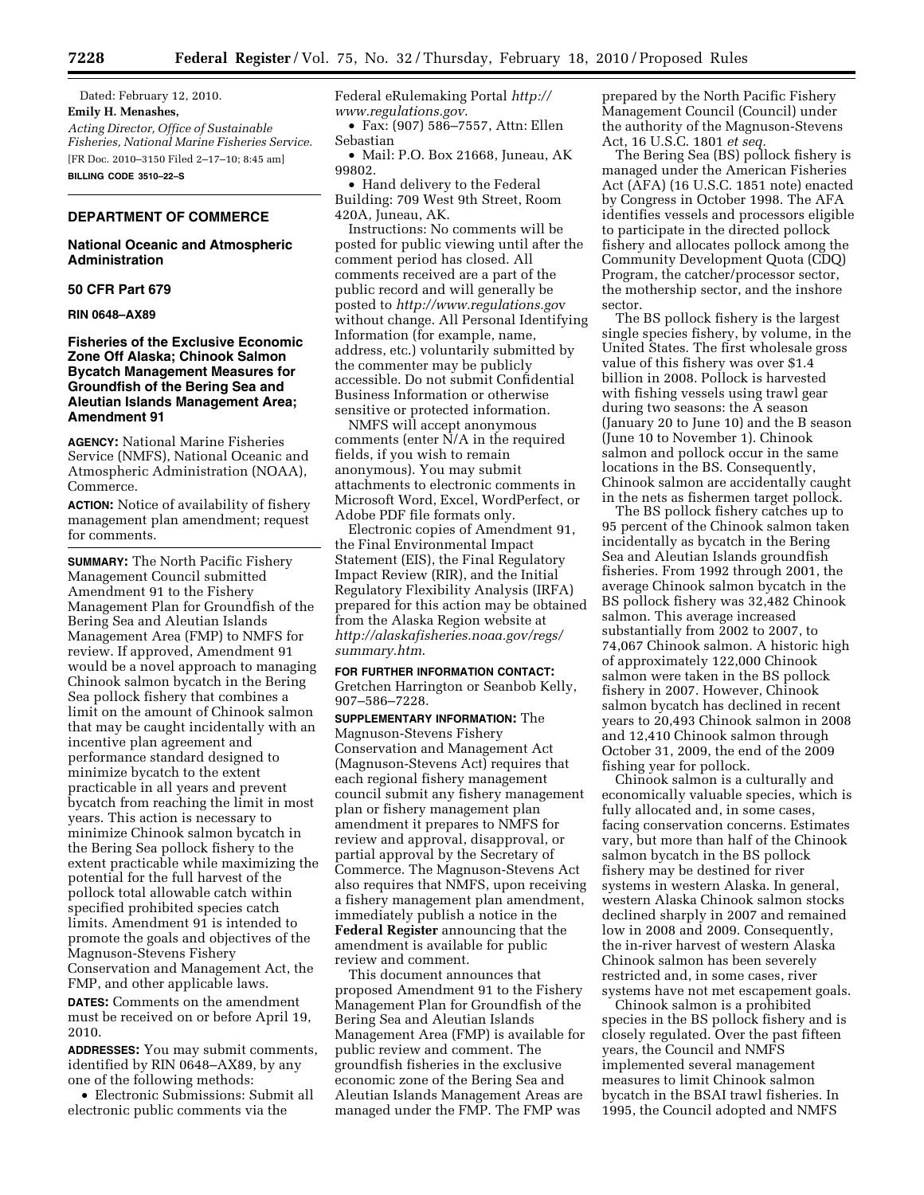Dated: February 12, 2010.

**Emily H. Menashes,**

*Acting Director, Office of Sustainable Fisheries, National Marine Fisheries Service.*

[FR Doc. 2010–3150 Filed 2–17–10; 8:45 am]

**BILLING CODE 3510–22–S**

## DEPARTMENT OF COMMERCE

### National Oceanic and Atmospheric Administration

### 50 CFR Part 679

### RIN 0648–AX89

### Fisheries of the Exclusive Economic Zone Off Alaska; Chinook Salmon Bycatch Management Measures for Groundfish of the Bering Sea and Aleutian Islands Management Area; Amendment 91

**AGENCY:** National Marine Fisheries Service (NMFS), National Oceanic and Atmospheric Administration (NOAA), Commerce.

**ACTION:** Notice of availability of fishery management plan amendment; request for comments.

**SUMMARY:** The North Pacific Fishery Management Council submitted Amendment 91 to the Fishery Management Plan for Groundfish of the Bering Sea and Aleutian Islands Management Area (FMP) to NMFS for review. If approved, Amendment 91 would be a novel approach to managing Chinook salmon bycatch in the Bering Sea pollock fishery that combines a limit on the amount of Chinook salmon that may be caught incidentally with an incentive plan agreement and performance standard designed to minimize bycatch to the extent practicable in all years and prevent bycatch from reaching the limit in most years. This action is necessary to minimize Chinook salmon bycatch in the Bering Sea pollock fishery to the extent practicable while maximizing the potential for the full harvest of the pollock total allowable catch within specified prohibited species catch limits. Amendment 91 is intended to promote the goals and objectives of the Magnuson-Stevens Fishery Conservation and Management Act, the FMP, and other applicable laws.

**DATES:** Comments on the amendment must be received on or before April 19, 2010.

**ADDRESSES:** You may submit comments, identified by RIN 0648–AX89, by any one of the following methods:

- Electronic Submissions: Submit all electronic public comments via the Federal eRulemaking Portal *http://www.regulations.gov*.
- Fax: (907) 586–7557, Attn: Ellen Sebastian
- Mail: P.O. Box 21668, Juneau, AK 99802.
- Hand delivery to the Federal Building: 709 West 9th Street, Room 420A, Juneau, AK.

Instructions: No comments will be posted for public viewing until after the comment period has closed. All comments received are a part of the public record and will generally be posted to *http://www.regulations.gov* without change. All Personal Identifying Information (for example, name, address, etc.) voluntarily submitted by the commenter may be publicly accessible. Do not submit Confidential Business Information or otherwise sensitive or protected information.

NMFS will accept anonymous comments (enter N/A in the required fields, if you wish to remain anonymous). You may submit attachments to electronic comments in Microsoft Word, Excel, WordPerfect, or Adobe PDF file formats only.

Electronic copies of Amendment 91, the Final Environmental Impact Statement (EIS), the Final Regulatory Impact Review (RIR), and the Initial Regulatory Flexibility Analysis (IRFA) prepared for this action may be obtained from the Alaska Region website at *http://alaskafisheries.noaa.gov/regs/summary.htm*.

**FOR FURTHER INFORMATION CONTACT:** Gretchen Harrington or Seanbob Kelly, 907–586–7228.

**SUPPLEMENTARY INFORMATION:** The Magnuson-Stevens Fishery Conservation and Management Act (Magnuson-Stevens Act) requires that each regional fishery management council submit any fishery management plan or fishery management plan amendment it prepares to NMFS for review and approval, disapproval, or partial approval by the Secretary of Commerce. The Magnuson-Stevens Act also requires that NMFS, upon receiving a fishery management plan amendment, immediately publish a notice in the **Federal Register** announcing that the amendment is available for public review and comment.

This document announces that proposed Amendment 91 to the Fishery Management Plan for Groundfish of the Bering Sea and Aleutian Islands Management Area (FMP) is available for public review and comment. The groundfish fisheries in the exclusive economic zone of the Bering Sea and Aleutian Islands Management Areas are managed under the FMP. The FMP was prepared by the North Pacific Fishery Management Council (Council) under the authority of the Magnuson-Stevens Act, 16 U.S.C. 1801 *et seq.*

The Bering Sea (BS) pollock fishery is managed under the American Fisheries Act (AFA) (16 U.S.C. 1851 note) enacted by Congress in October 1998. The AFA identifies vessels and processors eligible to participate in the directed pollock fishery and allocates pollock among the Community Development Quota (CDQ) Program, the catcher/processor sector, the mothership sector, and the inshore sector.

The BS pollock fishery is the largest single species fishery, by volume, in the United States. The first wholesale gross value of this fishery was over $1.4 billion in 2008. Pollock is harvested with fishing vessels using trawl gear during two seasons: the A season (January 20 to June 10) and the B season (June 10 to November 1). Chinook salmon and pollock occur in the same locations in the BS. Consequently, Chinook salmon are accidentally caught in the nets as fishermen target pollock.

The BS pollock fishery catches up to 95 percent of the Chinook salmon taken incidentally as bycatch in the Bering Sea and Aleutian Islands groundfish fisheries. From 1992 through 2001, the average Chinook salmon bycatch in the BS pollock fishery was 32,482 Chinook salmon. This average increased substantially from 2002 to 2007, to 74,067 Chinook salmon. A historic high of approximately 122,000 Chinook salmon were taken in the BS pollock fishery in 2007. However, Chinook salmon bycatch has declined in recent years to 20,493 Chinook salmon in 2008 and 12,410 Chinook salmon through October 31, 2009, the end of the 2009 fishing year for pollock.

Chinook salmon is a culturally and economically valuable species, which is fully allocated and, in some cases, facing conservation concerns. Estimates vary, but more than half of the Chinook salmon bycatch in the BS pollock fishery may be destined for river systems in western Alaska. In general, western Alaska Chinook salmon stocks declined sharply in 2007 and remained low in 2008 and 2009. Consequently, the in-river harvest of western Alaska Chinook salmon has been severely restricted and, in some cases, river systems have not met escapement goals.

Chinook salmon is a prohibited species in the BS pollock fishery and is closely regulated. Over the past fifteen years, the Council and NMFS implemented several management measures to limit Chinook salmon bycatch in the BSAI trawl fisheries. In 1995, the Council adopted and NMFS